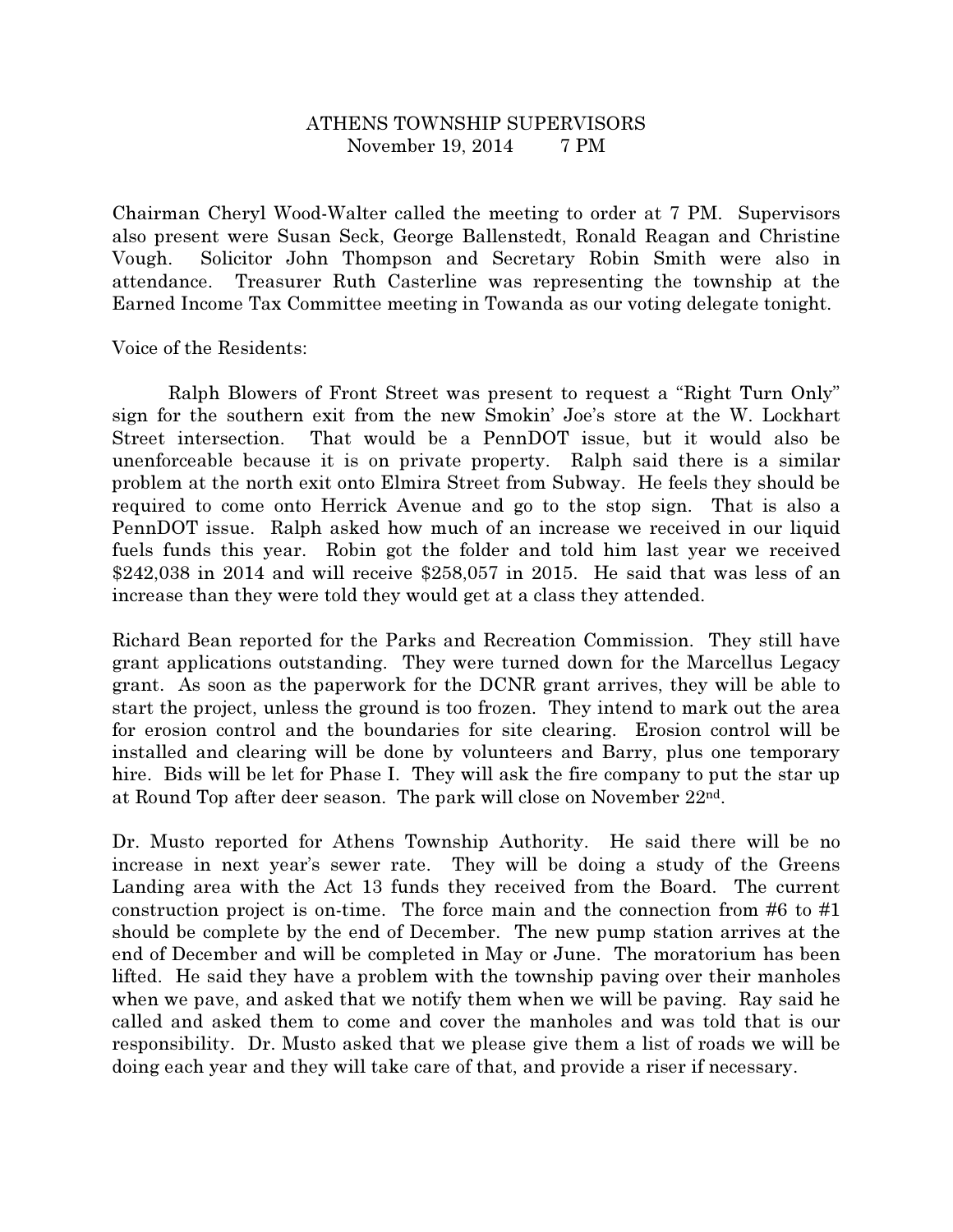# ATHENS TOWNSHIP SUPERVISORS

November 19, 2014 7 PM

Chairman Cheryl Wood-Walter called the meeting to order at 7 PM. Supervisors also present were Susan Seck, George Ballenstedt, Ronald Reagan and Christine Vough. Solicitor John Thompson and Secretary Robin Smith were also in attendance. Treasurer Ruth Casterline was representing the township at the Earned Income Tax Committee meeting in Towanda as our voting delegate tonight.

Voice of the Residents:

Ralph Blowers of Front Street was present to request a "Right Turn Only" sign for the southern exit from the new Smokin' Joe's store at the W. Lockhart Street intersection. That would be a PennDOT issue, but it would also be unenforceable because it is on private property. Ralph said there is a similar problem at the north exit onto Elmira Street from Subway. He feels they should be required to come onto Herrick Avenue and go to the stop sign. That is also a PennDOT issue. Ralph asked how much of an increase we received in our liquid fuels funds this year. Robin got the folder and told him last year we received $242,038 in 2014 and will receive $258,057 in 2015. He said that was less of an increase than they were told they would get at a class they attended.

Richard Bean reported for the Parks and Recreation Commission. They still have grant applications outstanding. They were turned down for the Marcellus Legacy grant. As soon as the paperwork for the DCNR grant arrives, they will be able to start the project, unless the ground is too frozen. They intend to mark out the area for erosion control and the boundaries for site clearing. Erosion control will be installed and clearing will be done by volunteers and Barry, plus one temporary hire. Bids will be let for Phase I. They will ask the fire company to put the star up at Round Top after deer season. The park will close on November 22nd.

Dr. Musto reported for Athens Township Authority. He said there will be no increase in next year's sewer rate. They will be doing a study of the Greens Landing area with the Act 13 funds they received from the Board. The current construction project is on-time. The force main and the connection from #6 to #1 should be complete by the end of December. The new pump station arrives at the end of December and will be completed in May or June. The moratorium has been lifted. He said they have a problem with the township paving over their manholes when we pave, and asked that we notify them when we will be paving. Ray said he called and asked them to come and cover the manholes and was told that is our responsibility. Dr. Musto asked that we please give them a list of roads we will be doing each year and they will take care of that, and provide a riser if necessary.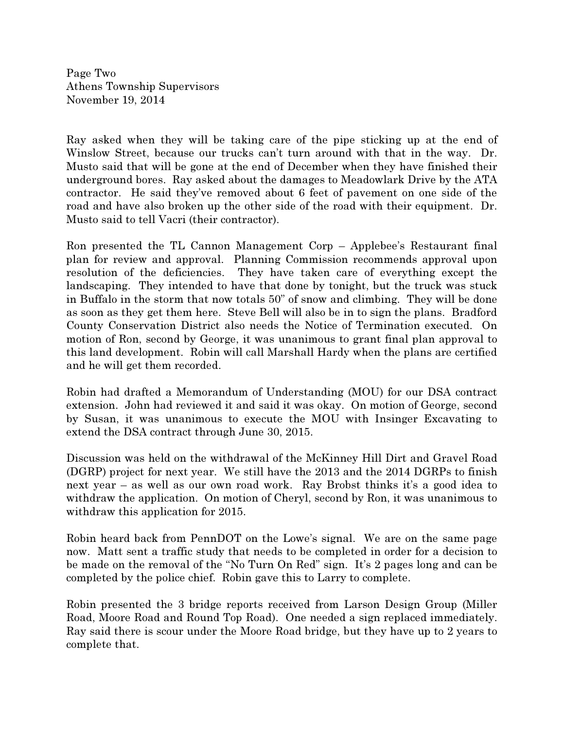Ray asked when they will be taking care of the pipe sticking up at the end of Winslow Street, because our trucks can't turn around with that in the way. Dr. Musto said that will be gone at the end of December when they have finished their underground bores. Ray asked about the damages to Meadowlark Drive by the ATA contractor. He said they've removed about 6 feet of pavement on one side of the road and have also broken up the other side of the road with their equipment. Dr. Musto said to tell Vacri (their contractor).

Ron presented the TL Cannon Management Corp – Applebee's Restaurant final plan for review and approval. Planning Commission recommends approval upon resolution of the deficiencies. They have taken care of everything except the landscaping. They intended to have that done by tonight, but the truck was stuck in Buffalo in the storm that now totals 50" of snow and climbing. They will be done as soon as they get them here. Steve Bell will also be in to sign the plans. Bradford County Conservation District also needs the Notice of Termination executed. On motion of Ron, second by George, it was unanimous to grant final plan approval to this land development. Robin will call Marshall Hardy when the plans are certified and he will get them recorded.

Robin had drafted a Memorandum of Understanding (MOU) for our DSA contract extension. John had reviewed it and said it was okay. On motion of George, second by Susan, it was unanimous to execute the MOU with Insinger Excavating to extend the DSA contract through June 30, 2015.

Discussion was held on the withdrawal of the McKinney Hill Dirt and Gravel Road (DGRP) project for next year. We still have the 2013 and the 2014 DGRPs to finish next year – as well as our own road work. Ray Brobst thinks it's a good idea to withdraw the application. On motion of Cheryl, second by Ron, it was unanimous to withdraw this application for 2015.

Robin heard back from PennDOT on the Lowe's signal. We are on the same page now. Matt sent a traffic study that needs to be completed in order for a decision to be made on the removal of the "No Turn On Red" sign. It's 2 pages long and can be completed by the police chief. Robin gave this to Larry to complete.

Robin presented the 3 bridge reports received from Larson Design Group (Miller Road, Moore Road and Round Top Road). One needed a sign replaced immediately. Ray said there is scour under the Moore Road bridge, but they have up to 2 years to complete that.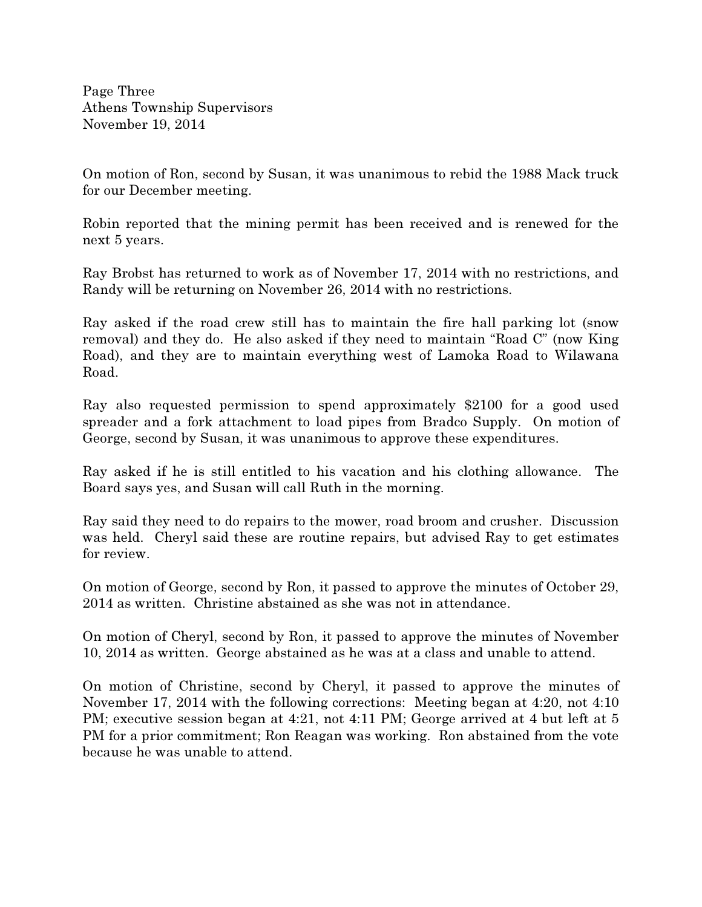On motion of Ron, second by Susan, it was unanimous to rebid the 1988 Mack truck for our December meeting.

Robin reported that the mining permit has been received and is renewed for the next 5 years.

Ray Brobst has returned to work as of November 17, 2014 with no restrictions, and Randy will be returning on November 26, 2014 with no restrictions.

Ray asked if the road crew still has to maintain the fire hall parking lot (snow removal) and they do. He also asked if they need to maintain "Road C" (now King Road), and they are to maintain everything west of Lamoka Road to Wilawana Road.

Ray also requested permission to spend approximately $2100 for a good used spreader and a fork attachment to load pipes from Bradco Supply. On motion of George, second by Susan, it was unanimous to approve these expenditures.

Ray asked if he is still entitled to his vacation and his clothing allowance. The Board says yes, and Susan will call Ruth in the morning.

Ray said they need to do repairs to the mower, road broom and crusher. Discussion was held. Cheryl said these are routine repairs, but advised Ray to get estimates for review.

On motion of George, second by Ron, it passed to approve the minutes of October 29, 2014 as written. Christine abstained as she was not in attendance.

On motion of Cheryl, second by Ron, it passed to approve the minutes of November 10, 2014 as written. George abstained as he was at a class and unable to attend.

On motion of Christine, second by Cheryl, it passed to approve the minutes of November 17, 2014 with the following corrections: Meeting began at 4:20, not 4:10 PM; executive session began at 4:21, not 4:11 PM; George arrived at 4 but left at 5 PM for a prior commitment; Ron Reagan was working. Ron abstained from the vote because he was unable to attend.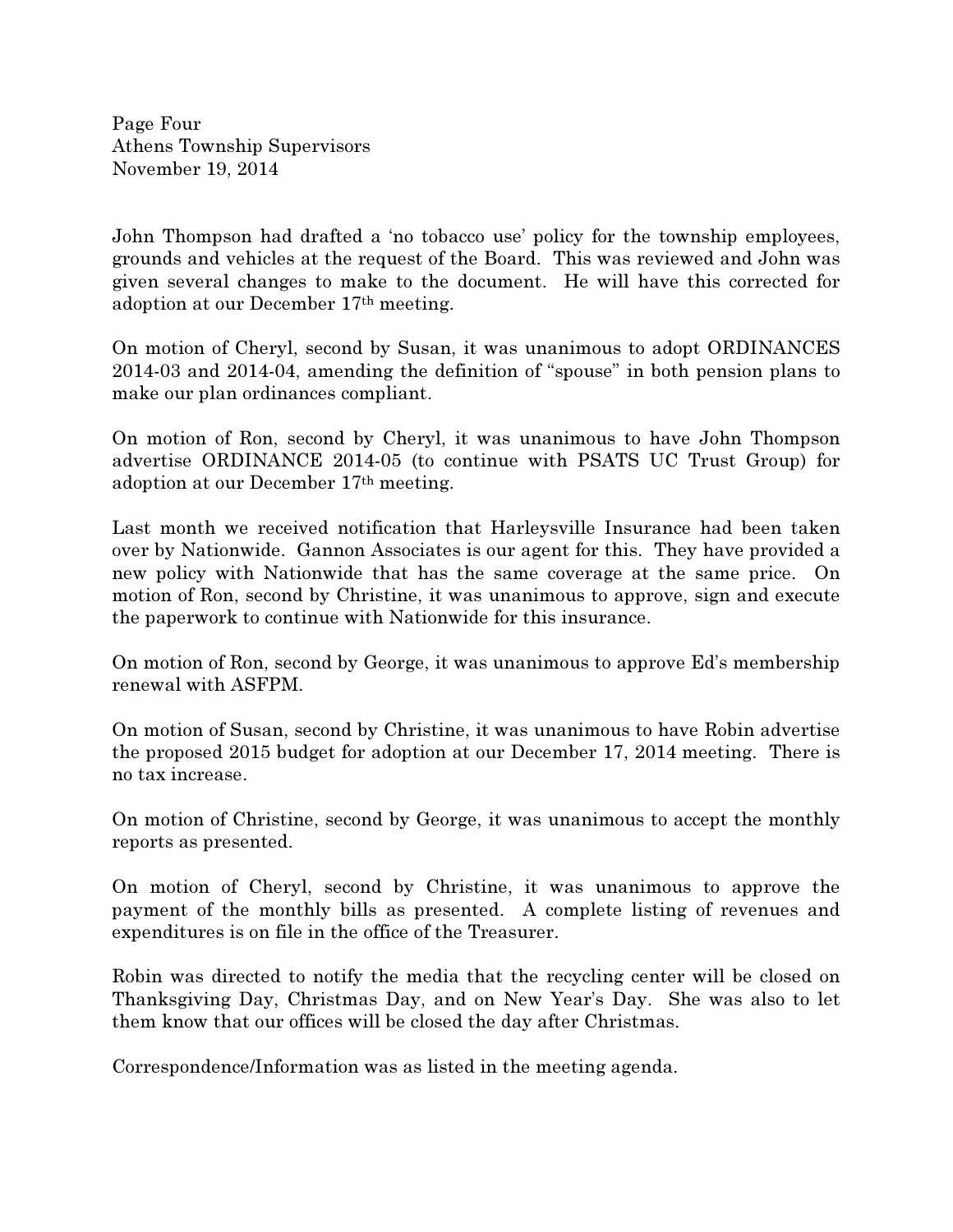John Thompson had drafted a 'no tobacco use' policy for the township employees, grounds and vehicles at the request of the Board. This was reviewed and John was given several changes to make to the document. He will have this corrected for adoption at our December 17th meeting.

On motion of Cheryl, second by Susan, it was unanimous to adopt ORDINANCES 2014-03 and 2014-04, amending the definition of "spouse" in both pension plans to make our plan ordinances compliant.

On motion of Ron, second by Cheryl, it was unanimous to have John Thompson advertise ORDINANCE 2014-05 (to continue with PSATS UC Trust Group) for adoption at our December 17th meeting.

Last month we received notification that Harleysville Insurance had been taken over by Nationwide. Gannon Associates is our agent for this. They have provided a new policy with Nationwide that has the same coverage at the same price. On motion of Ron, second by Christine, it was unanimous to approve, sign and execute the paperwork to continue with Nationwide for this insurance.

On motion of Ron, second by George, it was unanimous to approve Ed's membership renewal with ASFPM.

On motion of Susan, second by Christine, it was unanimous to have Robin advertise the proposed 2015 budget for adoption at our December 17, 2014 meeting. There is no tax increase.

On motion of Christine, second by George, it was unanimous to accept the monthly reports as presented.

On motion of Cheryl, second by Christine, it was unanimous to approve the payment of the monthly bills as presented. A complete listing of revenues and expenditures is on file in the office of the Treasurer.

Robin was directed to notify the media that the recycling center will be closed on Thanksgiving Day, Christmas Day, and on New Year's Day. She was also to let them know that our offices will be closed the day after Christmas.

Correspondence/Information was as listed in the meeting agenda.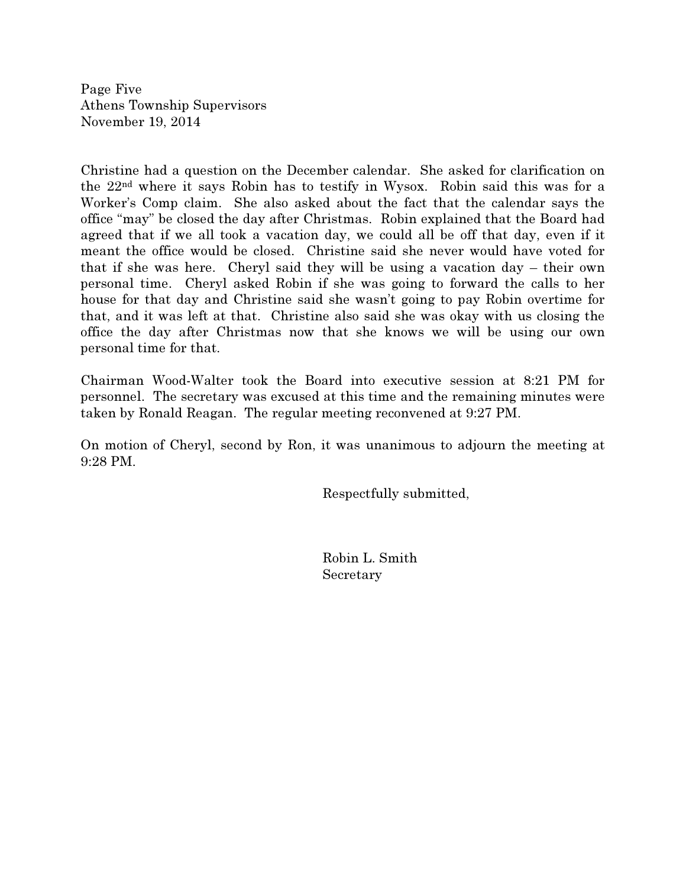Christine had a question on the December calendar. She asked for clarification on the 22nd where it says Robin has to testify in Wysox. Robin said this was for a Worker's Comp claim. She also asked about the fact that the calendar says the office "may" be closed the day after Christmas. Robin explained that the Board had agreed that if we all took a vacation day, we could all be off that day, even if it meant the office would be closed. Christine said she never would have voted for that if she was here. Cheryl said they will be using a vacation day – their own personal time. Cheryl asked Robin if she was going to forward the calls to her house for that day and Christine said she wasn't going to pay Robin overtime for that, and it was left at that. Christine also said she was okay with us closing the office the day after Christmas now that she knows we will be using our own personal time for that.

Chairman Wood-Walter took the Board into executive session at 8:21 PM for personnel. The secretary was excused at this time and the remaining minutes were taken by Ronald Reagan. The regular meeting reconvened at 9:27 PM.

On motion of Cheryl, second by Ron, it was unanimous to adjourn the meeting at 9:28 PM.

Respectfully submitted,

Robin L. Smith
Secretary